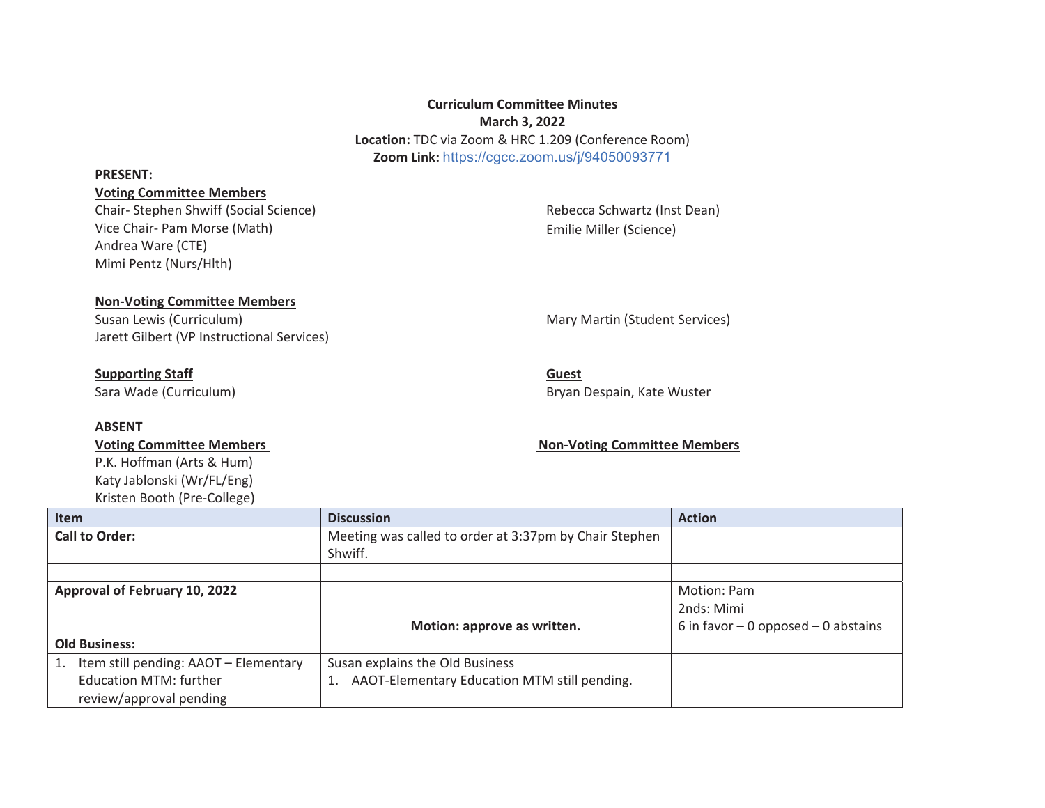**Curriculum Committee Minutes**
**March 3, 2022**
**Location:** TDC via Zoom & HRC 1.209 (Conference Room)
**Zoom Link:** https://cgcc.zoom.us/j/94050093771

**PRESENT:**

**Voting Committee Members**

Chair- Stephen Shwiff (Social Science)
Vice Chair- Pam Morse (Math)
Andrea Ware (CTE)
Mimi Pentz (Nurs/Hlth)
Rebecca Schwartz (Inst Dean)
Emilie Miller (Science)

**Non-Voting Committee Members**

Susan Lewis (Curriculum)
Jarett Gilbert (VP Instructional Services)
Mary Martin (Student Services)

**Supporting Staff**

Sara Wade (Curriculum)

**Guest**

Bryan Despain, Kate Wuster

**ABSENT**

**Voting Committee Members**

P.K. Hoffman (Arts & Hum)
Katy Jablonski (Wr/FL/Eng)
Kristen Booth (Pre-College)

**Non-Voting Committee Members**

| Item | Discussion | Action |
|---|---|---|
| **Call to Order:** | Meeting was called to order at 3:37pm by Chair Stephen Shwiff. | |
| | | |
| **Approval of February 10, 2022** | **Motion: approve as written.** | Motion: Pam<br>2nds: Mimi<br>6 in favor – 0 opposed – 0 abstains |
| **Old Business:** | | |
| 1. Item still pending: AAOT – Elementary Education MTM: further review/approval pending | Susan explains the Old Business<br>1. AAOT-Elementary Education MTM still pending. | |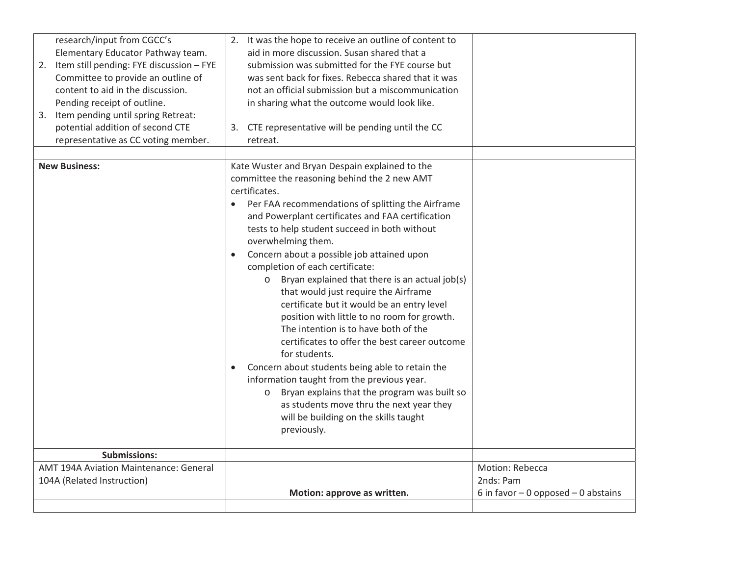| | | |
|---|---|---|
| research/input from CGCC's Elementary Educator Pathway team.<br>2. Item still pending: FYE discussion – FYE Committee to provide an outline of content to aid in the discussion. Pending receipt of outline.<br>3. Item pending until spring Retreat: potential addition of second CTE representative as CC voting member. | 2. It was the hope to receive an outline of content to aid in more discussion. Susan shared that a submission was submitted for the FYE course but was sent back for fixes. Rebecca shared that it was not an official submission but a miscommunication in sharing what the outcome would look like.<br><br>3. CTE representative will be pending until the CC retreat. | |
| | | |
| **New Business:** | Kate Wuster and Bryan Despain explained to the committee the reasoning behind the 2 new AMT certificates.<br>• Per FAA recommendations of splitting the Airframe and Powerplant certificates and FAA certification tests to help student succeed in both without overwhelming them.<br>• Concern about a possible job attained upon completion of each certificate:<br>  o Bryan explained that there is an actual job(s) that would just require the Airframe certificate but it would be an entry level position with little to no room for growth. The intention is to have both of the certificates to offer the best career outcome for students.<br>• Concern about students being able to retain the information taught from the previous year.<br>  o Bryan explains that the program was built so as students move thru the next year they will be building on the skills taught previously. | |
| **Submissions:** | | |
| AMT 194A Aviation Maintenance: General 104A (Related Instruction) | **Motion: approve as written.** | Motion: Rebecca<br>2nds: Pam<br>6 in favor – 0 opposed – 0 abstains |
| | | |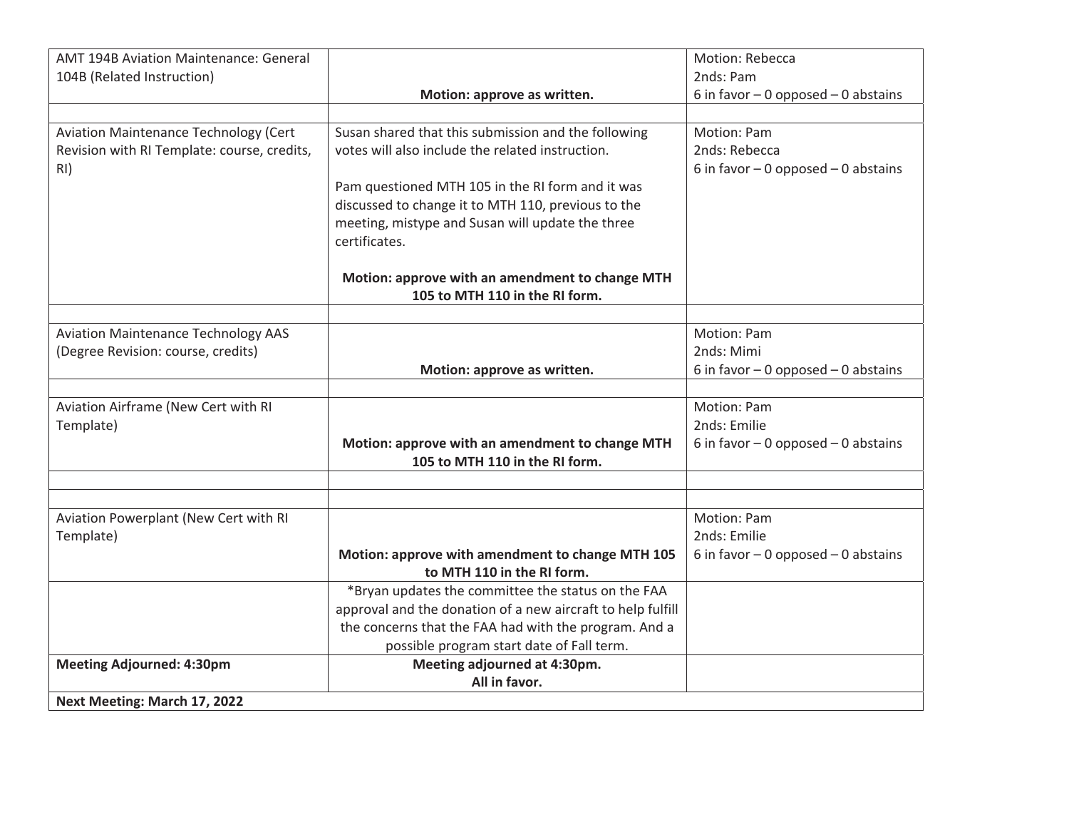| | | |
|---|---|---|
| AMT 194B Aviation Maintenance: General 104B (Related Instruction) | **Motion: approve as written.** | Motion: Rebecca<br>2nds: Pam<br>6 in favor – 0 opposed – 0 abstains |
| | | |
| Aviation Maintenance Technology (Cert Revision with RI Template: course, credits, RI) | Susan shared that this submission and the following votes will also include the related instruction.<br><br>Pam questioned MTH 105 in the RI form and it was discussed to change it to MTH 110, previous to the meeting, mistype and Susan will update the three certificates.<br><br>**Motion: approve with an amendment to change MTH 105 to MTH 110 in the RI form.** | Motion: Pam<br>2nds: Rebecca<br>6 in favor – 0 opposed – 0 abstains |
| | | |
| Aviation Maintenance Technology AAS (Degree Revision: course, credits) | **Motion: approve as written.** | Motion: Pam<br>2nds: Mimi<br>6 in favor – 0 opposed – 0 abstains |
| | | |
| Aviation Airframe (New Cert with RI Template) | **Motion: approve with an amendment to change MTH 105 to MTH 110 in the RI form.** | Motion: Pam<br>2nds: Emilie<br>6 in favor – 0 opposed – 0 abstains |
| | | |
| | | |
| Aviation Powerplant (New Cert with RI Template) | **Motion: approve with amendment to change MTH 105 to MTH 110 in the RI form.** | Motion: Pam<br>2nds: Emilie<br>6 in favor – 0 opposed – 0 abstains |
| | *Bryan updates the committee the status on the FAA approval and the donation of a new aircraft to help fulfill the concerns that the FAA had with the program. And a possible program start date of Fall term. | |
| **Meeting Adjourned: 4:30pm** | **Meeting adjourned at 4:30pm.<br>All in favor.** | |
| **Next Meeting: March 17, 2022** | | |